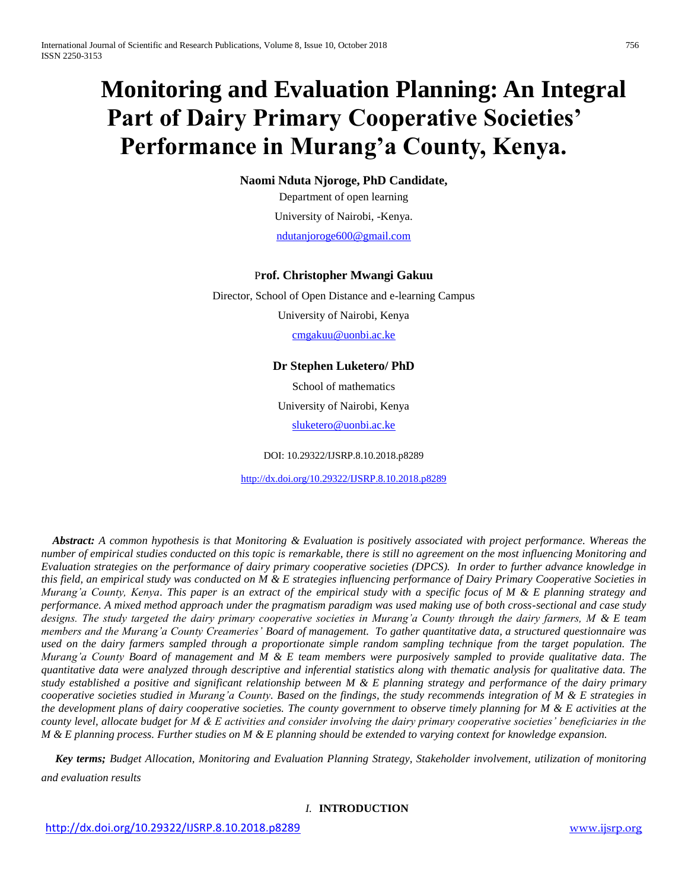# Monitoring and Evaluation Planning: An Integral Part of Dairy Primary Cooperative Societies' Performance in Murang'a County, Kenya.

**Naomi Nduta Njoroge, PhD Candidate,**

Department of open learning

University of Nairobi, -Kenya.

ndutanjoroge600@gmail.com

**Prof. Christopher Mwangi Gakuu**

Director, School of Open Distance and e-learning Campus

University of Nairobi, Kenya

cmgakuu@uonbi.ac.ke

**Dr Stephen Luketero/ PhD**

School of mathematics

University of Nairobi, Kenya

sluketero@uonbi.ac.ke

DOI: 10.29322/IJSRP.8.10.2018.p8289

http://dx.doi.org/10.29322/IJSRP.8.10.2018.p8289

***Abstract:*** *A common hypothesis is that Monitoring & Evaluation is positively associated with project performance. Whereas the number of empirical studies conducted on this topic is remarkable, there is still no agreement on the most influencing Monitoring and Evaluation strategies on the performance of dairy primary cooperative societies (DPCS). In order to further advance knowledge in this field, an empirical study was conducted on M & E strategies influencing performance of Dairy Primary Cooperative Societies in Murang'a County, Kenya. This paper is an extract of the empirical study with a specific focus of M & E planning strategy and performance. A mixed method approach under the pragmatism paradigm was used making use of both cross-sectional and case study designs. The study targeted the dairy primary cooperative societies in Murang'a County through the dairy farmers, M & E team members and the Murang'a County Creameries' Board of management. To gather quantitative data, a structured questionnaire was used on the dairy farmers sampled through a proportionate simple random sampling technique from the target population. The Murang'a County Board of management and M & E team members were purposively sampled to provide qualitative data. The quantitative data were analyzed through descriptive and inferential statistics along with thematic analysis for qualitative data. The study established a positive and significant relationship between M & E planning strategy and performance of the dairy primary cooperative societies studied in Murang'a County. Based on the findings, the study recommends integration of M & E strategies in the development plans of dairy cooperative societies. The county government to observe timely planning for M & E activities at the county level, allocate budget for M & E activities and consider involving the dairy primary cooperative societies' beneficiaries in the M & E planning process. Further studies on M & E planning should be extended to varying context for knowledge expansion.*

***Key terms;*** *Budget Allocation, Monitoring and Evaluation Planning Strategy, Stakeholder involvement, utilization of monitoring and evaluation results*

## *I.* INTRODUCTION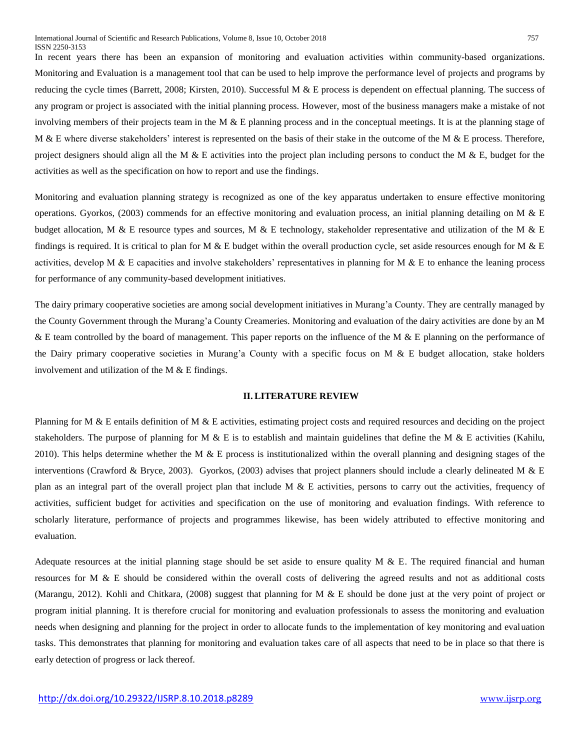In recent years there has been an expansion of monitoring and evaluation activities within community-based organizations. Monitoring and Evaluation is a management tool that can be used to help improve the performance level of projects and programs by reducing the cycle times (Barrett, 2008; Kirsten, 2010). Successful M & E process is dependent on effectual planning. The success of any program or project is associated with the initial planning process. However, most of the business managers make a mistake of not involving members of their projects team in the M & E planning process and in the conceptual meetings. It is at the planning stage of M & E where diverse stakeholders' interest is represented on the basis of their stake in the outcome of the M & E process. Therefore, project designers should align all the M & E activities into the project plan including persons to conduct the M & E, budget for the activities as well as the specification on how to report and use the findings.

Monitoring and evaluation planning strategy is recognized as one of the key apparatus undertaken to ensure effective monitoring operations. Gyorkos, (2003) commends for an effective monitoring and evaluation process, an initial planning detailing on M & E budget allocation, M & E resource types and sources, M & E technology, stakeholder representative and utilization of the M & E findings is required. It is critical to plan for M & E budget within the overall production cycle, set aside resources enough for M & E activities, develop M & E capacities and involve stakeholders' representatives in planning for M & E to enhance the leaning process for performance of any community-based development initiatives.

The dairy primary cooperative societies are among social development initiatives in Murang'a County. They are centrally managed by the County Government through the Murang'a County Creameries. Monitoring and evaluation of the dairy activities are done by an M & E team controlled by the board of management. This paper reports on the influence of the M & E planning on the performance of the Dairy primary cooperative societies in Murang'a County with a specific focus on M & E budget allocation, stake holders involvement and utilization of the M & E findings.

## II. LITERATURE REVIEW

Planning for M & E entails definition of M & E activities, estimating project costs and required resources and deciding on the project stakeholders. The purpose of planning for M & E is to establish and maintain guidelines that define the M & E activities (Kahilu, 2010). This helps determine whether the M & E process is institutionalized within the overall planning and designing stages of the interventions (Crawford & Bryce, 2003). Gyorkos, (2003) advises that project planners should include a clearly delineated M & E plan as an integral part of the overall project plan that include M & E activities, persons to carry out the activities, frequency of activities, sufficient budget for activities and specification on the use of monitoring and evaluation findings. With reference to scholarly literature, performance of projects and programmes likewise, has been widely attributed to effective monitoring and evaluation.

Adequate resources at the initial planning stage should be set aside to ensure quality M & E. The required financial and human resources for M & E should be considered within the overall costs of delivering the agreed results and not as additional costs (Marangu, 2012). Kohli and Chitkara, (2008) suggest that planning for M & E should be done just at the very point of project or program initial planning. It is therefore crucial for monitoring and evaluation professionals to assess the monitoring and evaluation needs when designing and planning for the project in order to allocate funds to the implementation of key monitoring and evaluation tasks. This demonstrates that planning for monitoring and evaluation takes care of all aspects that need to be in place so that there is early detection of progress or lack thereof.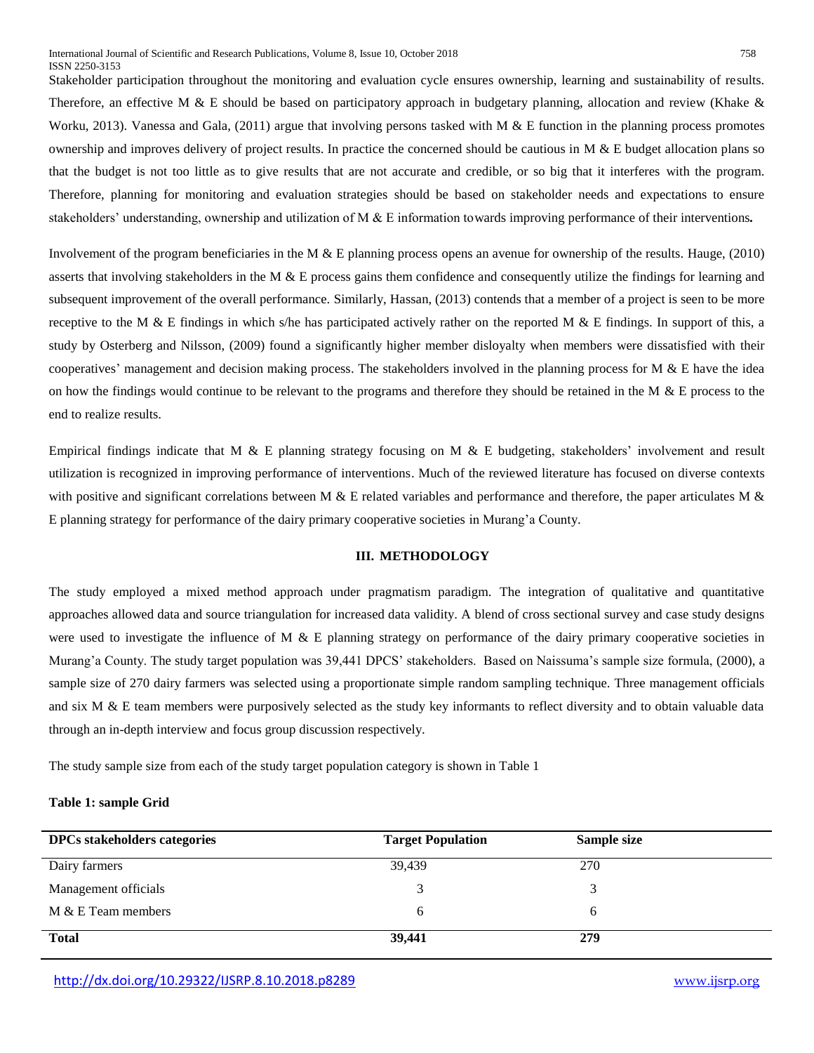Stakeholder participation throughout the monitoring and evaluation cycle ensures ownership, learning and sustainability of results. Therefore, an effective M & E should be based on participatory approach in budgetary planning, allocation and review (Khake & Worku, 2013). Vanessa and Gala, (2011) argue that involving persons tasked with M & E function in the planning process promotes ownership and improves delivery of project results. In practice the concerned should be cautious in M & E budget allocation plans so that the budget is not too little as to give results that are not accurate and credible, or so big that it interferes with the program. Therefore, planning for monitoring and evaluation strategies should be based on stakeholder needs and expectations to ensure stakeholders' understanding, ownership and utilization of M & E information towards improving performance of their interventions**.**

Involvement of the program beneficiaries in the M & E planning process opens an avenue for ownership of the results. Hauge, (2010) asserts that involving stakeholders in the M & E process gains them confidence and consequently utilize the findings for learning and subsequent improvement of the overall performance. Similarly, Hassan, (2013) contends that a member of a project is seen to be more receptive to the M & E findings in which s/he has participated actively rather on the reported M & E findings. In support of this, a study by Osterberg and Nilsson, (2009) found a significantly higher member disloyalty when members were dissatisfied with their cooperatives' management and decision making process. The stakeholders involved in the planning process for M & E have the idea on how the findings would continue to be relevant to the programs and therefore they should be retained in the M & E process to the end to realize results.

Empirical findings indicate that M & E planning strategy focusing on M & E budgeting, stakeholders' involvement and result utilization is recognized in improving performance of interventions. Much of the reviewed literature has focused on diverse contexts with positive and significant correlations between M & E related variables and performance and therefore, the paper articulates M & E planning strategy for performance of the dairy primary cooperative societies in Murang'a County.

## III. METHODOLOGY

The study employed a mixed method approach under pragmatism paradigm. The integration of qualitative and quantitative approaches allowed data and source triangulation for increased data validity. A blend of cross sectional survey and case study designs were used to investigate the influence of M & E planning strategy on performance of the dairy primary cooperative societies in Murang'a County. The study target population was 39,441 DPCS' stakeholders. Based on Naissuma's sample size formula, (2000), a sample size of 270 dairy farmers was selected using a proportionate simple random sampling technique. Three management officials and six M & E team members were purposively selected as the study key informants to reflect diversity and to obtain valuable data through an in-depth interview and focus group discussion respectively.

The study sample size from each of the study target population category is shown in Table 1

**Table 1: sample Grid**

| DPCs stakeholders categories | Target Population | Sample size |
|---|---|---|
| Dairy farmers | 39,439 | 270 |
| Management officials | 3 | 3 |
| M & E Team members | 6 | 6 |
| **Total** | **39,441** | **279** |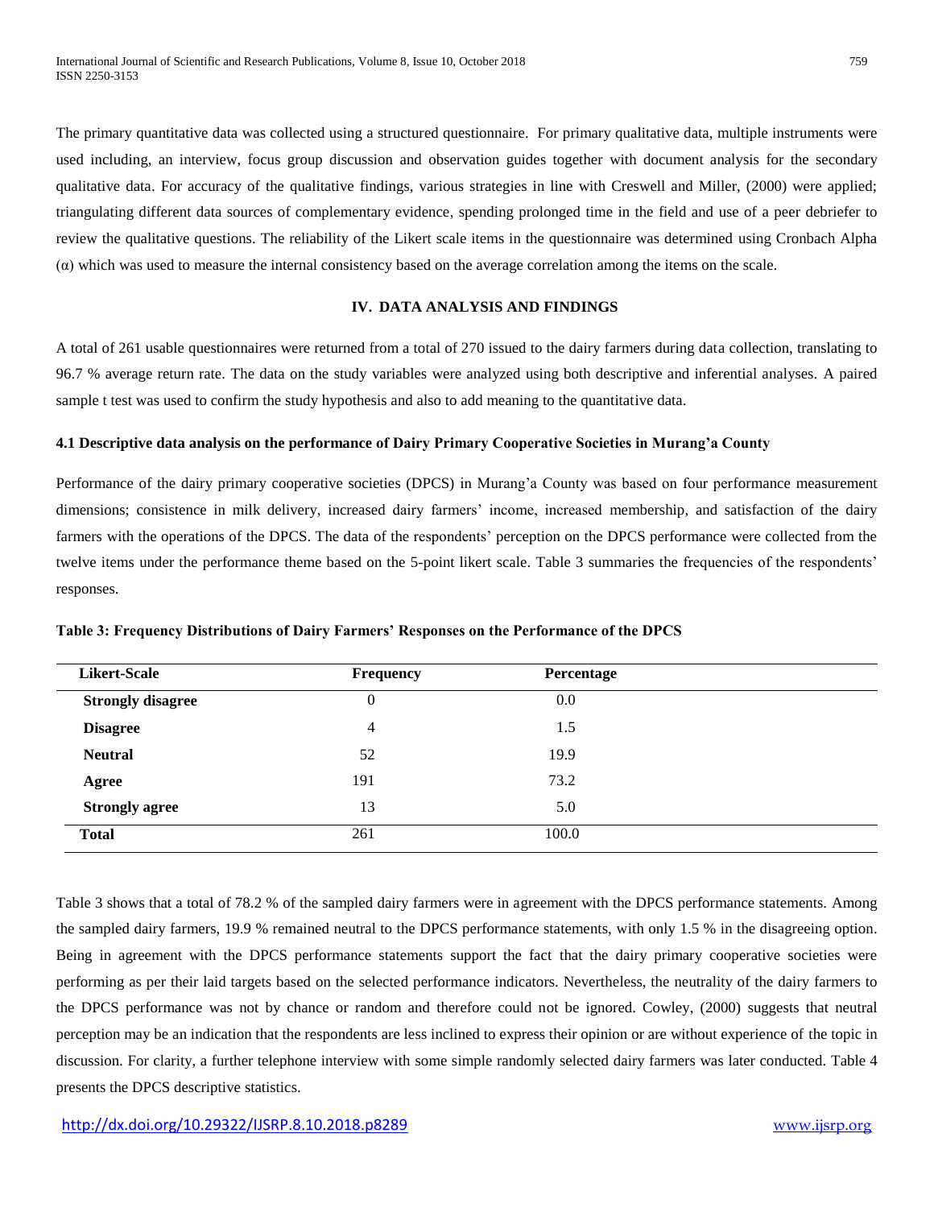The primary quantitative data was collected using a structured questionnaire. For primary qualitative data, multiple instruments were used including, an interview, focus group discussion and observation guides together with document analysis for the secondary qualitative data. For accuracy of the qualitative findings, various strategies in line with Creswell and Miller, (2000) were applied; triangulating different data sources of complementary evidence, spending prolonged time in the field and use of a peer debriefer to review the qualitative questions. The reliability of the Likert scale items in the questionnaire was determined using Cronbach Alpha (α) which was used to measure the internal consistency based on the average correlation among the items on the scale.

## IV. DATA ANALYSIS AND FINDINGS

A total of 261 usable questionnaires were returned from a total of 270 issued to the dairy farmers during data collection, translating to 96.7 % average return rate. The data on the study variables were analyzed using both descriptive and inferential analyses. A paired sample t test was used to confirm the study hypothesis and also to add meaning to the quantitative data.

### 4.1 Descriptive data analysis on the performance of Dairy Primary Cooperative Societies in Murang'a County

Performance of the dairy primary cooperative societies (DPCS) in Murang'a County was based on four performance measurement dimensions; consistence in milk delivery, increased dairy farmers' income, increased membership, and satisfaction of the dairy farmers with the operations of the DPCS. The data of the respondents' perception on the DPCS performance were collected from the twelve items under the performance theme based on the 5-point likert scale. Table 3 summaries the frequencies of the respondents' responses.

**Table 3: Frequency Distributions of Dairy Farmers' Responses on the Performance of the DPCS**

| Likert-Scale | Frequency | Percentage |
|---|---|---|
| **Strongly disagree** | 0 | 0.0 |
| **Disagree** | 4 | 1.5 |
| **Neutral** | 52 | 19.9 |
| **Agree** | 191 | 73.2 |
| **Strongly agree** | 13 | 5.0 |
| **Total** | 261 | 100.0 |

Table 3 shows that a total of 78.2 % of the sampled dairy farmers were in agreement with the DPCS performance statements. Among the sampled dairy farmers, 19.9 % remained neutral to the DPCS performance statements, with only 1.5 % in the disagreeing option. Being in agreement with the DPCS performance statements support the fact that the dairy primary cooperative societies were performing as per their laid targets based on the selected performance indicators. Nevertheless, the neutrality of the dairy farmers to the DPCS performance was not by chance or random and therefore could not be ignored. Cowley, (2000) suggests that neutral perception may be an indication that the respondents are less inclined to express their opinion or are without experience of the topic in discussion. For clarity, a further telephone interview with some simple randomly selected dairy farmers was later conducted. Table 4 presents the DPCS descriptive statistics.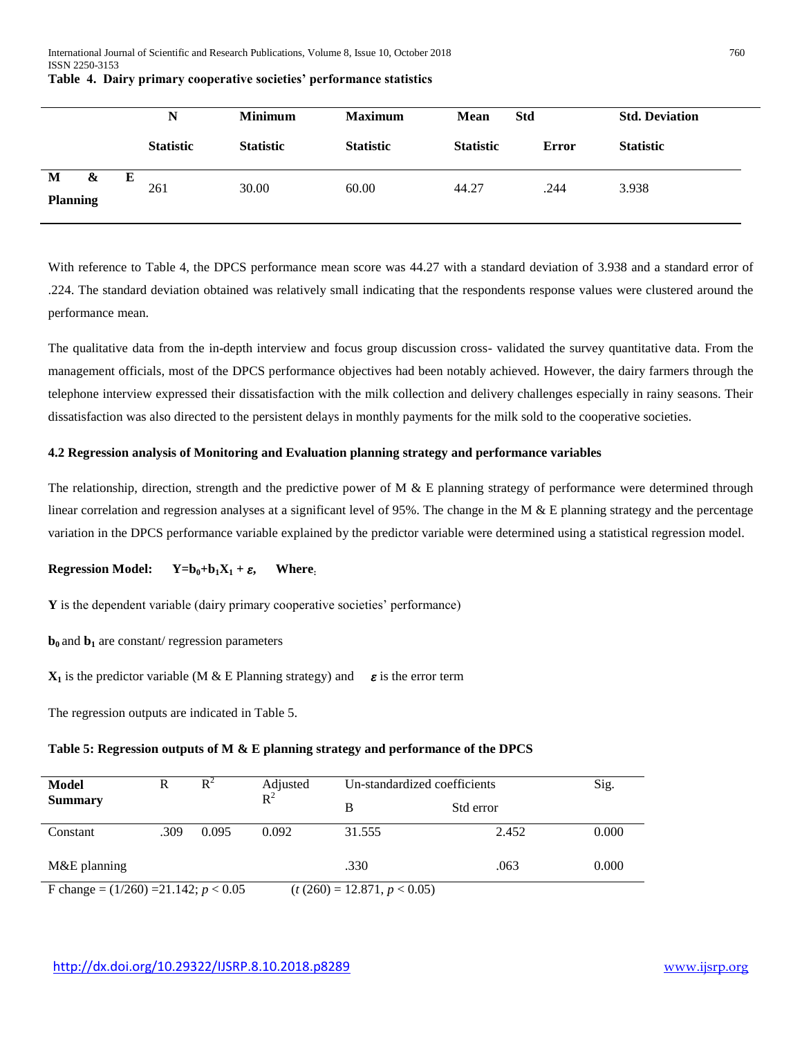**Table 4. Dairy primary cooperative societies' performance statistics**

| | N | Minimum | Maximum | Mean | Std | Std. Deviation |
|---|---|---|---|---|---|---|
| | Statistic | Statistic | Statistic | Statistic | Error | Statistic |
| M & E Planning | 261 | 30.00 | 60.00 | 44.27 | .244 | 3.938 |

With reference to Table 4, the DPCS performance mean score was 44.27 with a standard deviation of 3.938 and a standard error of .224. The standard deviation obtained was relatively small indicating that the respondents response values were clustered around the performance mean.

The qualitative data from the in-depth interview and focus group discussion cross- validated the survey quantitative data. From the management officials, most of the DPCS performance objectives had been notably achieved. However, the dairy farmers through the telephone interview expressed their dissatisfaction with the milk collection and delivery challenges especially in rainy seasons. Their dissatisfaction was also directed to the persistent delays in monthly payments for the milk sold to the cooperative societies.

**4.2 Regression analysis of Monitoring and Evaluation planning strategy and performance variables**

The relationship, direction, strength and the predictive power of M & E planning strategy of performance were determined through linear correlation and regression analyses at a significant level of 95%. The change in the M & E planning strategy and the percentage variation in the DPCS performance variable explained by the predictor variable were determined using a statistical regression model.

**Regression Model:** $Y=b_0+b_1X_1 + \varepsilon$, **Where**:

**Y** is the dependent variable (dairy primary cooperative societies' performance)

$b_0$ and $b_1$ are constant/ regression parameters

$X_1$ is the predictor variable (M & E Planning strategy) and $\varepsilon$ is the error term

The regression outputs are indicated in Table 5.

**Table 5: Regression outputs of M & E planning strategy and performance of the DPCS**

| Model Summary | R | $R^2$ | Adjusted $R^2$ | Un-standardized coefficients | | Sig. |
|---|---|---|---|---|---|---|
| | | | | B | Std error | |
| Constant | .309 | 0.095 | 0.092 | 31.555 | 2.452 | 0.000 |
| M&E planning | | | | .330 | .063 | 0.000 |
| F change = (1/260) =21.142; $p < 0.05$ | | | | ($t$ (260) = 12.871, $p < 0.05$) | | |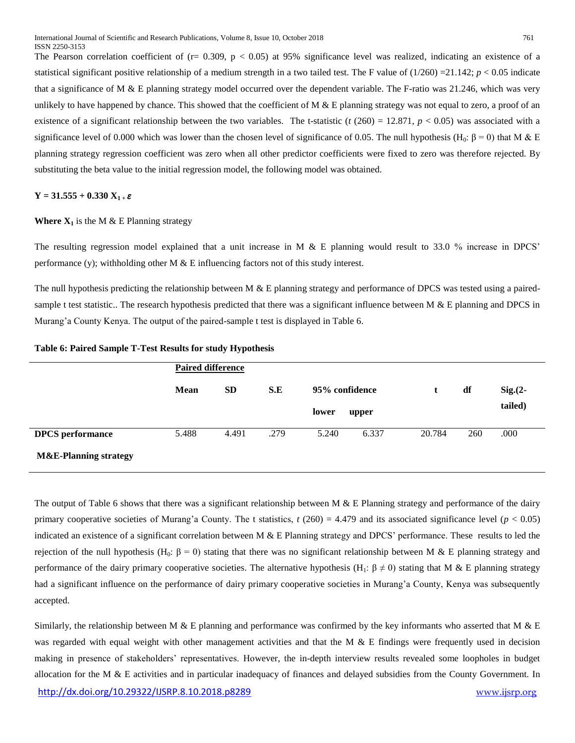The Pearson correlation coefficient of ($r = 0.309$, $p < 0.05$) at 95% significance level was realized, indicating an existence of a statistical significant positive relationship of a medium strength in a two tailed test. The F value of (1/260) =21.142; $p < 0.05$ indicate that a significance of M & E planning strategy model occurred over the dependent variable. The F-ratio was 21.246, which was very unlikely to have happened by chance. This showed that the coefficient of M & E planning strategy was not equal to zero, a proof of an existence of a significant relationship between the two variables. The t-statistic ($t(260) = 12.871$, $p < 0.05$) was associated with a significance level of 0.000 which was lower than the chosen level of significance of 0.05. The null hypothesis ($H_0$: $\beta = 0$) that M & E planning strategy regression coefficient was zero when all other predictor coefficients were fixed to zero was therefore rejected. By substituting the beta value to the initial regression model, the following model was obtained.

$$\mathbf{Y = 31.555 + 0.330\, X_1 + \varepsilon}$$

**Where $X_1$** is the M & E Planning strategy

The resulting regression model explained that a unit increase in M & E planning would result to 33.0 % increase in DPCS' performance (y); withholding other M & E influencing factors not of this study interest.

The null hypothesis predicting the relationship between M & E planning strategy and performance of DPCS was tested using a paired-sample t test statistic.. The research hypothesis predicted that there was a significant influence between M & E planning and DPCS in Murang'a County Kenya. The output of the paired-sample t test is displayed in Table 6.

**Table 6: Paired Sample T-Test Results for study Hypothesis**

| | Paired difference | | | | | | | |
|---|---|---|---|---|---|---|---|---|
| | Mean | SD | S.E | 95% confidence | | t | df | Sig.(2-tailed) |
| | | | | lower | upper | | | |
| **DPCS performance** **M&E-Planning strategy** | 5.488 | 4.491 | .279 | 5.240 | 6.337 | 20.784 | 260 | .000 |

The output of Table 6 shows that there was a significant relationship between M & E Planning strategy and performance of the dairy primary cooperative societies of Murang'a County. The t statistics, $t(260) = 4.479$ and its associated significance level ($p < 0.05$) indicated an existence of a significant correlation between M & E Planning strategy and DPCS' performance. These results to led the rejection of the null hypothesis ($H_0$: $\beta = 0$) stating that there was no significant relationship between M & E planning strategy and performance of the dairy primary cooperative societies. The alternative hypothesis ($H_1$: $\beta \neq 0$) stating that M & E planning strategy had a significant influence on the performance of dairy primary cooperative societies in Murang'a County, Kenya was subsequently accepted.

Similarly, the relationship between M & E planning and performance was confirmed by the key informants who asserted that M & E was regarded with equal weight with other management activities and that the M & E findings were frequently used in decision making in presence of stakeholders' representatives. However, the in-depth interview results revealed some loopholes in budget allocation for the M & E activities and in particular inadequacy of finances and delayed subsidies from the County Government. In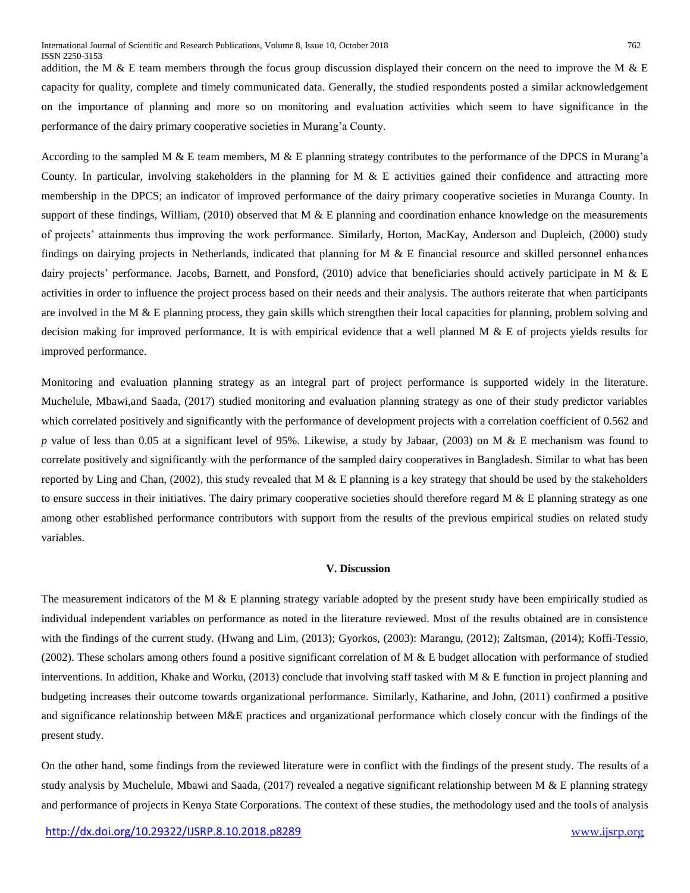addition, the M & E team members through the focus group discussion displayed their concern on the need to improve the M & E capacity for quality, complete and timely communicated data. Generally, the studied respondents posted a similar acknowledgement on the importance of planning and more so on monitoring and evaluation activities which seem to have significance in the performance of the dairy primary cooperative societies in Murang'a County.

According to the sampled M & E team members, M & E planning strategy contributes to the performance of the DPCS in Murang'a County. In particular, involving stakeholders in the planning for M & E activities gained their confidence and attracting more membership in the DPCS; an indicator of improved performance of the dairy primary cooperative societies in Muranga County. In support of these findings, William, (2010) observed that M & E planning and coordination enhance knowledge on the measurements of projects' attainments thus improving the work performance. Similarly, Horton, MacKay, Anderson and Dupleich, (2000) study findings on dairying projects in Netherlands, indicated that planning for M & E financial resource and skilled personnel enhances dairy projects' performance. Jacobs, Barnett, and Ponsford, (2010) advice that beneficiaries should actively participate in M & E activities in order to influence the project process based on their needs and their analysis. The authors reiterate that when participants are involved in the M & E planning process, they gain skills which strengthen their local capacities for planning, problem solving and decision making for improved performance. It is with empirical evidence that a well planned M & E of projects yields results for improved performance.

Monitoring and evaluation planning strategy as an integral part of project performance is supported widely in the literature. Muchelule, Mbawi,and Saada, (2017) studied monitoring and evaluation planning strategy as one of their study predictor variables which correlated positively and significantly with the performance of development projects with a correlation coefficient of 0.562 and *p* value of less than 0.05 at a significant level of 95%. Likewise, a study by Jabaar, (2003) on M & E mechanism was found to correlate positively and significantly with the performance of the sampled dairy cooperatives in Bangladesh. Similar to what has been reported by Ling and Chan, (2002), this study revealed that M & E planning is a key strategy that should be used by the stakeholders to ensure success in their initiatives. The dairy primary cooperative societies should therefore regard M & E planning strategy as one among other established performance contributors with support from the results of the previous empirical studies on related study variables.

## V. Discussion

The measurement indicators of the M & E planning strategy variable adopted by the present study have been empirically studied as individual independent variables on performance as noted in the literature reviewed. Most of the results obtained are in consistence with the findings of the current study. (Hwang and Lim, (2013); Gyorkos, (2003): Marangu, (2012); Zaltsman, (2014); Koffi-Tessio, (2002). These scholars among others found a positive significant correlation of M & E budget allocation with performance of studied interventions. In addition, Khake and Worku, (2013) conclude that involving staff tasked with M & E function in project planning and budgeting increases their outcome towards organizational performance. Similarly, Katharine, and John, (2011) confirmed a positive and significance relationship between M&E practices and organizational performance which closely concur with the findings of the present study.

On the other hand, some findings from the reviewed literature were in conflict with the findings of the present study. The results of a study analysis by Muchelule, Mbawi and Saada, (2017) revealed a negative significant relationship between M & E planning strategy and performance of projects in Kenya State Corporations. The context of these studies, the methodology used and the tools of analysis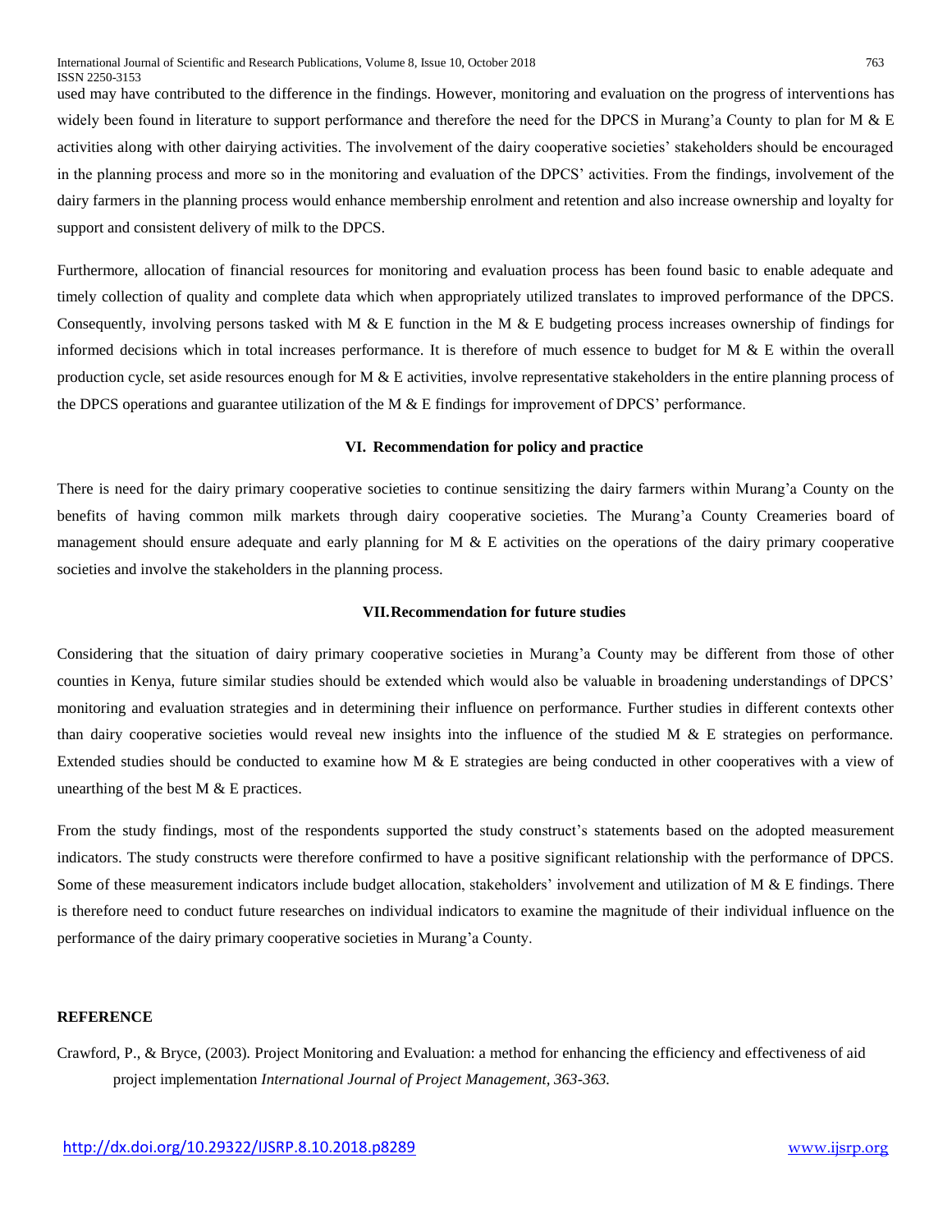used may have contributed to the difference in the findings. However, monitoring and evaluation on the progress of interventions has widely been found in literature to support performance and therefore the need for the DPCS in Murang'a County to plan for M & E activities along with other dairying activities. The involvement of the dairy cooperative societies' stakeholders should be encouraged in the planning process and more so in the monitoring and evaluation of the DPCS' activities. From the findings, involvement of the dairy farmers in the planning process would enhance membership enrolment and retention and also increase ownership and loyalty for support and consistent delivery of milk to the DPCS.

Furthermore, allocation of financial resources for monitoring and evaluation process has been found basic to enable adequate and timely collection of quality and complete data which when appropriately utilized translates to improved performance of the DPCS. Consequently, involving persons tasked with M & E function in the M & E budgeting process increases ownership of findings for informed decisions which in total increases performance. It is therefore of much essence to budget for M & E within the overall production cycle, set aside resources enough for M & E activities, involve representative stakeholders in the entire planning process of the DPCS operations and guarantee utilization of the M & E findings for improvement of DPCS' performance.

## VI. Recommendation for policy and practice

There is need for the dairy primary cooperative societies to continue sensitizing the dairy farmers within Murang'a County on the benefits of having common milk markets through dairy cooperative societies. The Murang'a County Creameries board of management should ensure adequate and early planning for M & E activities on the operations of the dairy primary cooperative societies and involve the stakeholders in the planning process.

## VII. Recommendation for future studies

Considering that the situation of dairy primary cooperative societies in Murang'a County may be different from those of other counties in Kenya, future similar studies should be extended which would also be valuable in broadening understandings of DPCS' monitoring and evaluation strategies and in determining their influence on performance. Further studies in different contexts other than dairy cooperative societies would reveal new insights into the influence of the studied M & E strategies on performance. Extended studies should be conducted to examine how M & E strategies are being conducted in other cooperatives with a view of unearthing of the best M & E practices.

From the study findings, most of the respondents supported the study construct's statements based on the adopted measurement indicators. The study constructs were therefore confirmed to have a positive significant relationship with the performance of DPCS. Some of these measurement indicators include budget allocation, stakeholders' involvement and utilization of M & E findings. There is therefore need to conduct future researches on individual indicators to examine the magnitude of their individual influence on the performance of the dairy primary cooperative societies in Murang'a County.

**REFERENCE**

Crawford, P., & Bryce, (2003). Project Monitoring and Evaluation: a method for enhancing the efficiency and effectiveness of aid project implementation *International Journal of Project Management, 363-363.*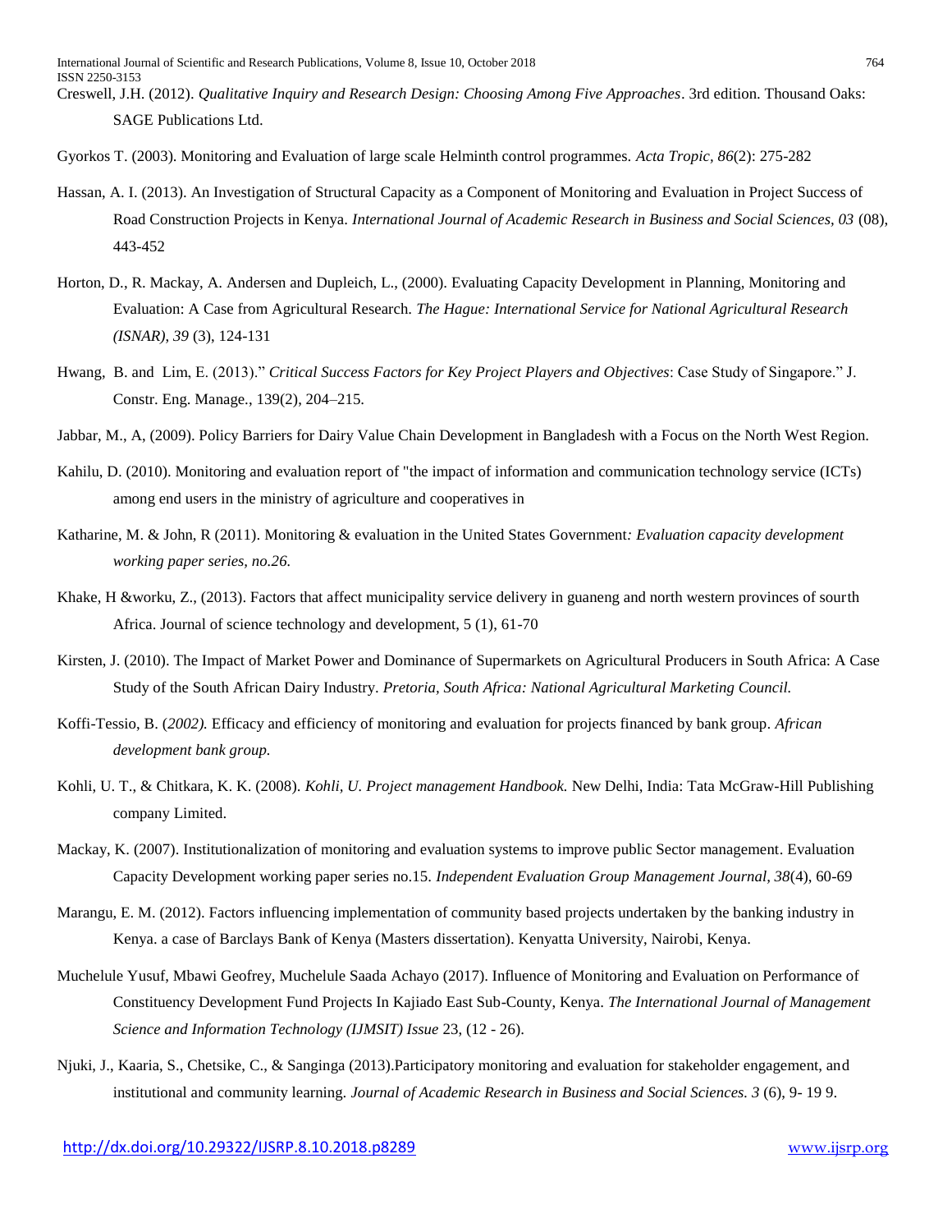Creswell, J.H. (2012). *Qualitative Inquiry and Research Design: Choosing Among Five Approaches*. 3rd edition. Thousand Oaks: SAGE Publications Ltd.

Gyorkos T. (2003). Monitoring and Evaluation of large scale Helminth control programmes. *Acta Tropic, 86*(2): 275-282

Hassan, A. I. (2013). An Investigation of Structural Capacity as a Component of Monitoring and Evaluation in Project Success of Road Construction Projects in Kenya. *International Journal of Academic Research in Business and Social Sciences, 03* (08), 443-452

Horton, D., R. Mackay, A. Andersen and Dupleich, L., (2000). Evaluating Capacity Development in Planning, Monitoring and Evaluation: A Case from Agricultural Research. *The Hague: International Service for National Agricultural Research (ISNAR), 39* (3), 124-131

Hwang, B. and Lim, E. (2013)." *Critical Success Factors for Key Project Players and Objectives*: Case Study of Singapore." J. Constr. Eng. Manage., 139(2), 204–215.

Jabbar, M., A, (2009). Policy Barriers for Dairy Value Chain Development in Bangladesh with a Focus on the North West Region.

Kahilu, D. (2010). Monitoring and evaluation report of "the impact of information and communication technology service (ICTs) among end users in the ministry of agriculture and cooperatives in

Katharine, M. & John, R (2011). Monitoring & evaluation in the United States Government*: Evaluation capacity development working paper series, no.26.*

Khake, H &worku, Z., (2013). Factors that affect municipality service delivery in guaneng and north western provinces of sourth Africa. Journal of science technology and development, 5 (1), 61-70

Kirsten, J. (2010). The Impact of Market Power and Dominance of Supermarkets on Agricultural Producers in South Africa: A Case Study of the South African Dairy Industry. *Pretoria, South Africa: National Agricultural Marketing Council.*

Koffi-Tessio, B. (*2002).* Efficacy and efficiency of monitoring and evaluation for projects financed by bank group. *African development bank group.*

Kohli, U. T., & Chitkara, K. K. (2008). *Kohli, U. Project management Handbook.* New Delhi, India: Tata McGraw-Hill Publishing company Limited.

Mackay, K. (2007). Institutionalization of monitoring and evaluation systems to improve public Sector management. Evaluation Capacity Development working paper series no.15. *Independent Evaluation Group Management Journal, 38*(4), 60-69

Marangu, E. M. (2012). Factors influencing implementation of community based projects undertaken by the banking industry in Kenya. a case of Barclays Bank of Kenya (Masters dissertation). Kenyatta University, Nairobi, Kenya.

Muchelule Yusuf, Mbawi Geofrey, Muchelule Saada Achayo (2017). Influence of Monitoring and Evaluation on Performance of Constituency Development Fund Projects In Kajiado East Sub-County, Kenya. *The International Journal of Management Science and Information Technology (IJMSIT) Issue* 23, (12 - 26).

Njuki, J., Kaaria, S., Chetsike, C., & Sanginga (2013).Participatory monitoring and evaluation for stakeholder engagement, and institutional and community learning. *Journal of Academic Research in Business and Social Sciences. 3* (6), 9- 19 9.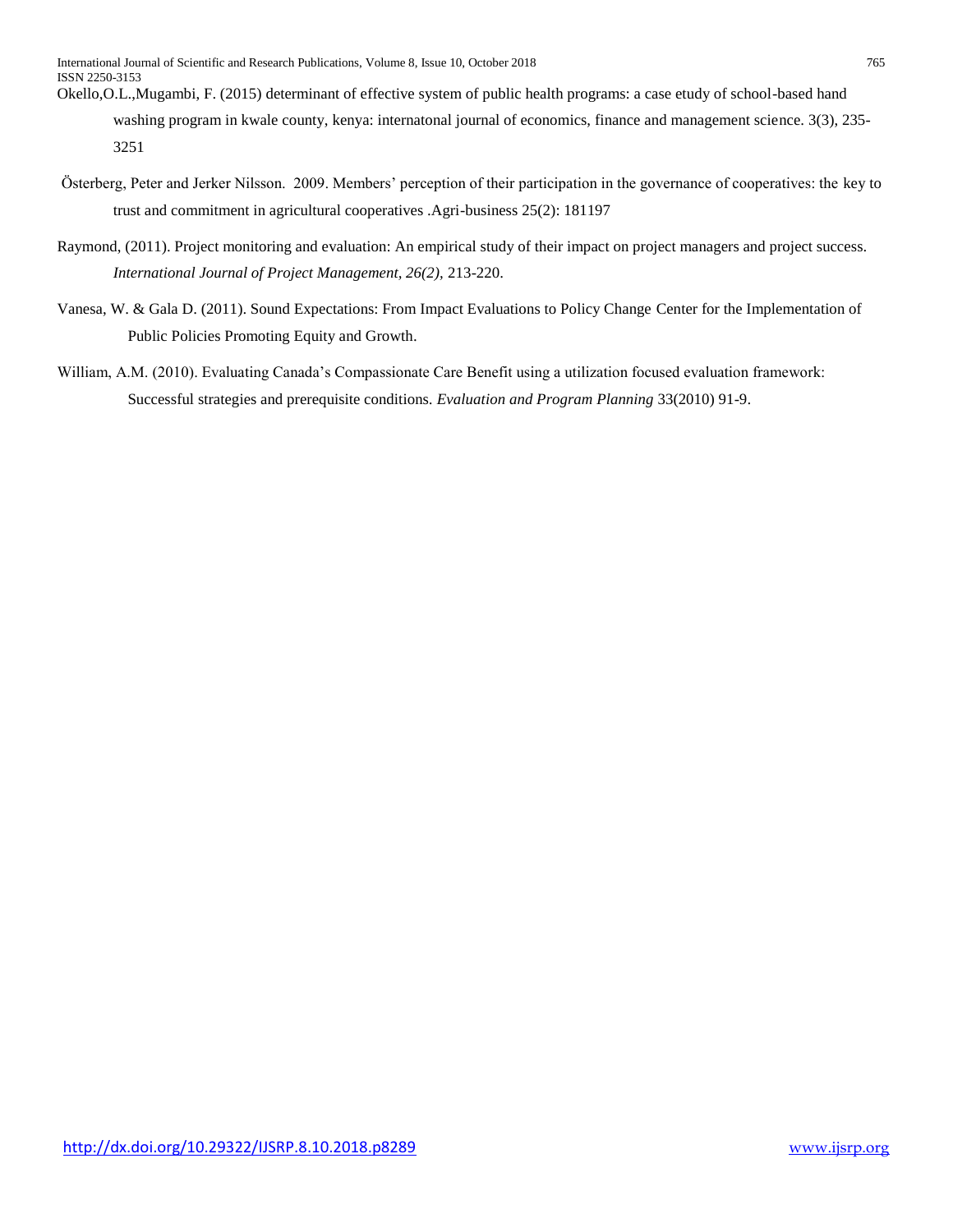Okello,O.L.,Mugambi, F. (2015) determinant of effective system of public health programs: a case etudy of school-based hand washing program in kwale county, kenya: internatonal journal of economics, finance and management science. 3(3), 235-3251

Österberg, Peter and Jerker Nilsson. 2009. Members' perception of their participation in the governance of cooperatives: the key to trust and commitment in agricultural cooperatives .Agri-business 25(2): 181197

Raymond, (2011). Project monitoring and evaluation: An empirical study of their impact on project managers and project success. *International Journal of Project Management, 26(2)*, 213-220.

Vanesa, W. & Gala D. (2011). Sound Expectations: From Impact Evaluations to Policy Change Center for the Implementation of Public Policies Promoting Equity and Growth.

William, A.M. (2010). Evaluating Canada's Compassionate Care Benefit using a utilization focused evaluation framework: Successful strategies and prerequisite conditions. *Evaluation and Program Planning* 33(2010) 91-9.